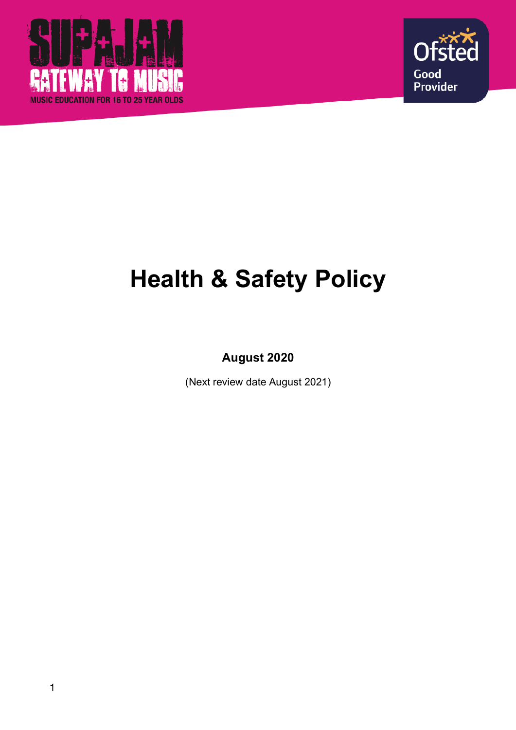SUPAJAM

GATEWAY TO MUSIC

MUSIC EDUCATION FOR 16 TO 25 YEAR OLDS

Ofsted

Good Provider

# Health & Safety Policy

**August 2020**

(Next review date August 2021)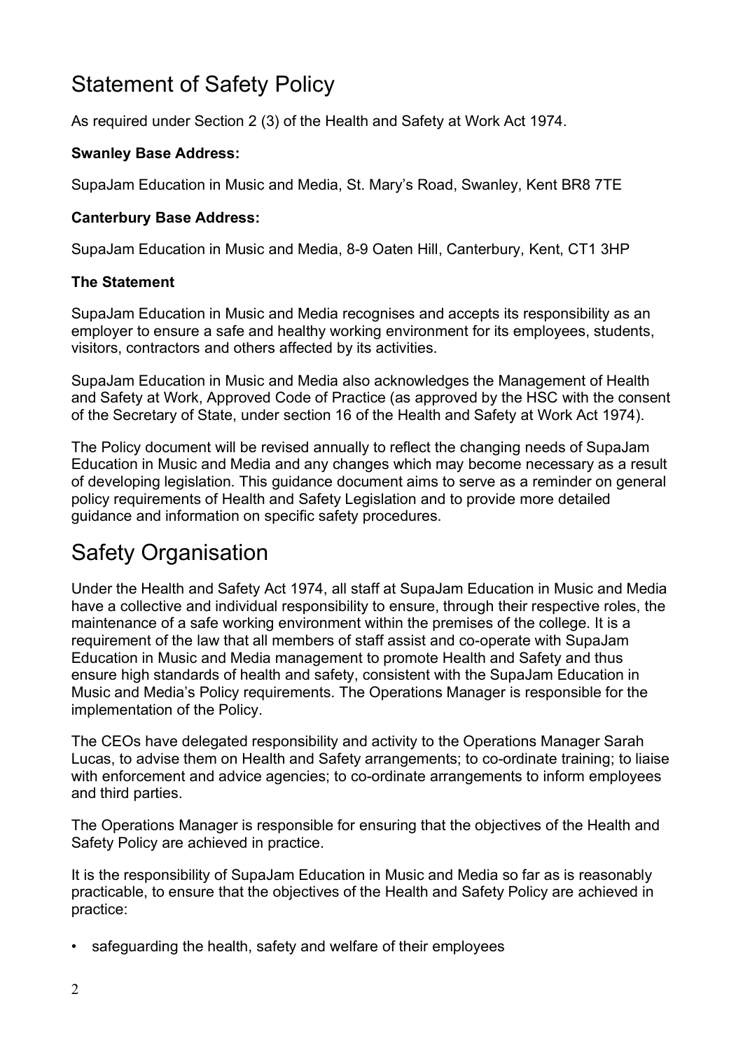# Statement of Safety Policy

As required under Section 2 (3) of the Health and Safety at Work Act 1974.

**Swanley Base Address:**

SupaJam Education in Music and Media, St. Mary's Road, Swanley, Kent BR8 7TE

**Canterbury Base Address:**

SupaJam Education in Music and Media, 8-9 Oaten Hill, Canterbury, Kent, CT1 3HP

**The Statement**

SupaJam Education in Music and Media recognises and accepts its responsibility as an employer to ensure a safe and healthy working environment for its employees, students, visitors, contractors and others affected by its activities.

SupaJam Education in Music and Media also acknowledges the Management of Health and Safety at Work, Approved Code of Practice (as approved by the HSC with the consent of the Secretary of State, under section 16 of the Health and Safety at Work Act 1974).

The Policy document will be revised annually to reflect the changing needs of SupaJam Education in Music and Media and any changes which may become necessary as a result of developing legislation. This guidance document aims to serve as a reminder on general policy requirements of Health and Safety Legislation and to provide more detailed guidance and information on specific safety procedures.

# Safety Organisation

Under the Health and Safety Act 1974, all staff at SupaJam Education in Music and Media have a collective and individual responsibility to ensure, through their respective roles, the maintenance of a safe working environment within the premises of the college. It is a requirement of the law that all members of staff assist and co-operate with SupaJam Education in Music and Media management to promote Health and Safety and thus ensure high standards of health and safety, consistent with the SupaJam Education in Music and Media's Policy requirements. The Operations Manager is responsible for the implementation of the Policy.

The CEOs have delegated responsibility and activity to the Operations Manager Sarah Lucas, to advise them on Health and Safety arrangements; to co-ordinate training; to liaise with enforcement and advice agencies; to co-ordinate arrangements to inform employees and third parties.

The Operations Manager is responsible for ensuring that the objectives of the Health and Safety Policy are achieved in practice.

It is the responsibility of SupaJam Education in Music and Media so far as is reasonably practicable, to ensure that the objectives of the Health and Safety Policy are achieved in practice:

- safeguarding the health, safety and welfare of their employees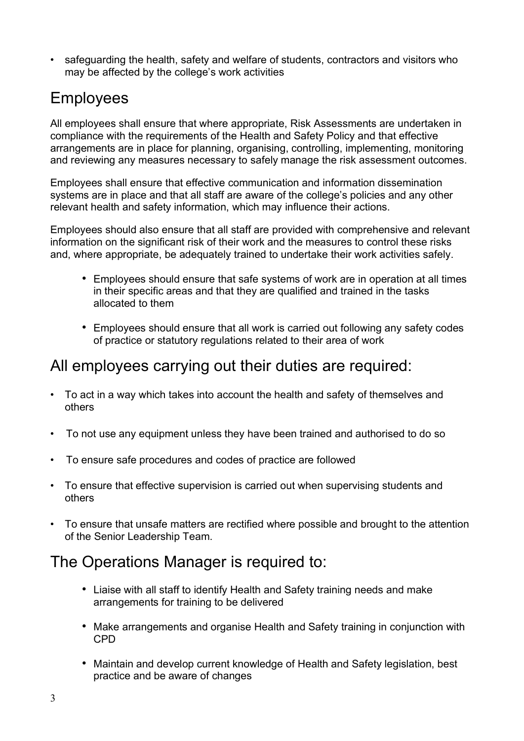- safeguarding the health, safety and welfare of students, contractors and visitors who may be affected by the college's work activities

## Employees

All employees shall ensure that where appropriate, Risk Assessments are undertaken in compliance with the requirements of the Health and Safety Policy and that effective arrangements are in place for planning, organising, controlling, implementing, monitoring and reviewing any measures necessary to safely manage the risk assessment outcomes.

Employees shall ensure that effective communication and information dissemination systems are in place and that all staff are aware of the college's policies and any other relevant health and safety information, which may influence their actions.

Employees should also ensure that all staff are provided with comprehensive and relevant information on the significant risk of their work and the measures to control these risks and, where appropriate, be adequately trained to undertake their work activities safely.

- Employees should ensure that safe systems of work are in operation at all times in their specific areas and that they are qualified and trained in the tasks allocated to them
- Employees should ensure that all work is carried out following any safety codes of practice or statutory regulations related to their area of work

## All employees carrying out their duties are required:

- To act in a way which takes into account the health and safety of themselves and others
- To not use any equipment unless they have been trained and authorised to do so
- To ensure safe procedures and codes of practice are followed
- To ensure that effective supervision is carried out when supervising students and others
- To ensure that unsafe matters are rectified where possible and brought to the attention of the Senior Leadership Team.

## The Operations Manager is required to:

- Liaise with all staff to identify Health and Safety training needs and make arrangements for training to be delivered
- Make arrangements and organise Health and Safety training in conjunction with CPD
- Maintain and develop current knowledge of Health and Safety legislation, best practice and be aware of changes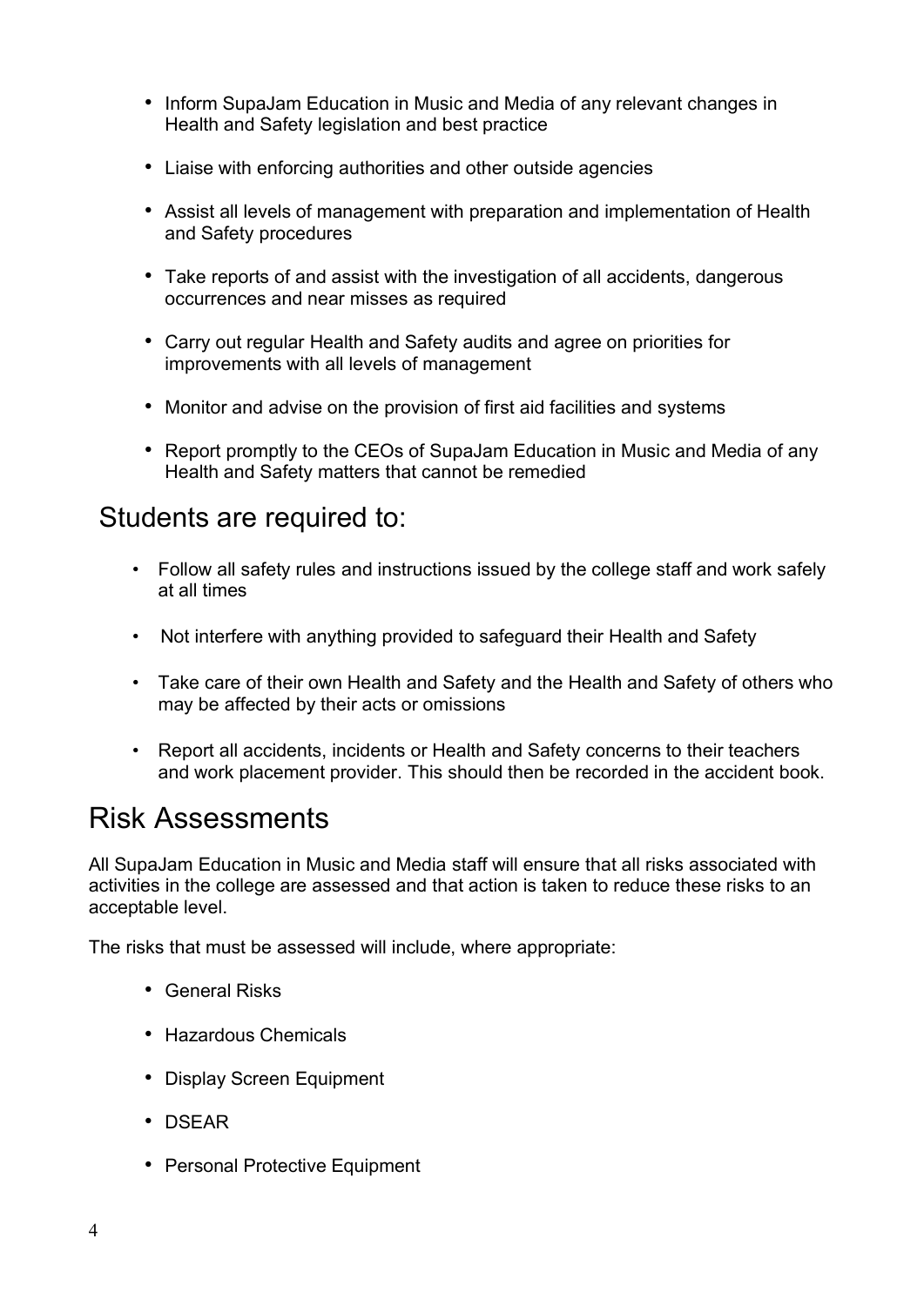- Inform SupaJam Education in Music and Media of any relevant changes in Health and Safety legislation and best practice
- Liaise with enforcing authorities and other outside agencies
- Assist all levels of management with preparation and implementation of Health and Safety procedures
- Take reports of and assist with the investigation of all accidents, dangerous occurrences and near misses as required
- Carry out regular Health and Safety audits and agree on priorities for improvements with all levels of management
- Monitor and advise on the provision of first aid facilities and systems
- Report promptly to the CEOs of SupaJam Education in Music and Media of any Health and Safety matters that cannot be remedied

## Students are required to:

- Follow all safety rules and instructions issued by the college staff and work safely at all times
- Not interfere with anything provided to safeguard their Health and Safety
- Take care of their own Health and Safety and the Health and Safety of others who may be affected by their acts or omissions
- Report all accidents, incidents or Health and Safety concerns to their teachers and work placement provider. This should then be recorded in the accident book.

# Risk Assessments

All SupaJam Education in Music and Media staff will ensure that all risks associated with activities in the college are assessed and that action is taken to reduce these risks to an acceptable level.

The risks that must be assessed will include, where appropriate:

- General Risks
- Hazardous Chemicals
- Display Screen Equipment
- DSEAR
- Personal Protective Equipment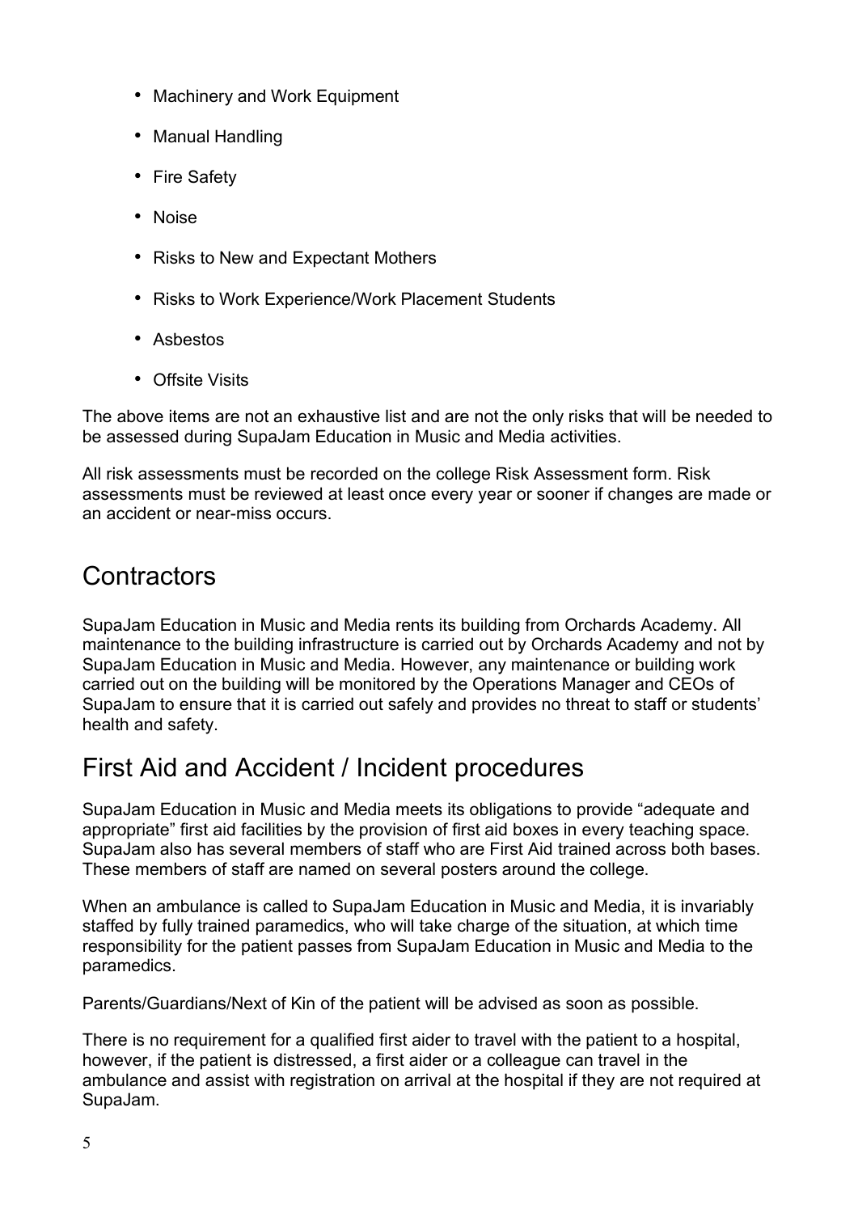- Machinery and Work Equipment
- Manual Handling
- Fire Safety
- Noise
- Risks to New and Expectant Mothers
- Risks to Work Experience/Work Placement Students
- Asbestos
- Offsite Visits

The above items are not an exhaustive list and are not the only risks that will be needed to be assessed during SupaJam Education in Music and Media activities.

All risk assessments must be recorded on the college Risk Assessment form. Risk assessments must be reviewed at least once every year or sooner if changes are made or an accident or near-miss occurs.

## Contractors

SupaJam Education in Music and Media rents its building from Orchards Academy. All maintenance to the building infrastructure is carried out by Orchards Academy and not by SupaJam Education in Music and Media. However, any maintenance or building work carried out on the building will be monitored by the Operations Manager and CEOs of SupaJam to ensure that it is carried out safely and provides no threat to staff or students' health and safety.

## First Aid and Accident / Incident procedures

SupaJam Education in Music and Media meets its obligations to provide "adequate and appropriate" first aid facilities by the provision of first aid boxes in every teaching space. SupaJam also has several members of staff who are First Aid trained across both bases. These members of staff are named on several posters around the college.

When an ambulance is called to SupaJam Education in Music and Media, it is invariably staffed by fully trained paramedics, who will take charge of the situation, at which time responsibility for the patient passes from SupaJam Education in Music and Media to the paramedics.

Parents/Guardians/Next of Kin of the patient will be advised as soon as possible.

There is no requirement for a qualified first aider to travel with the patient to a hospital, however, if the patient is distressed, a first aider or a colleague can travel in the ambulance and assist with registration on arrival at the hospital if they are not required at SupaJam.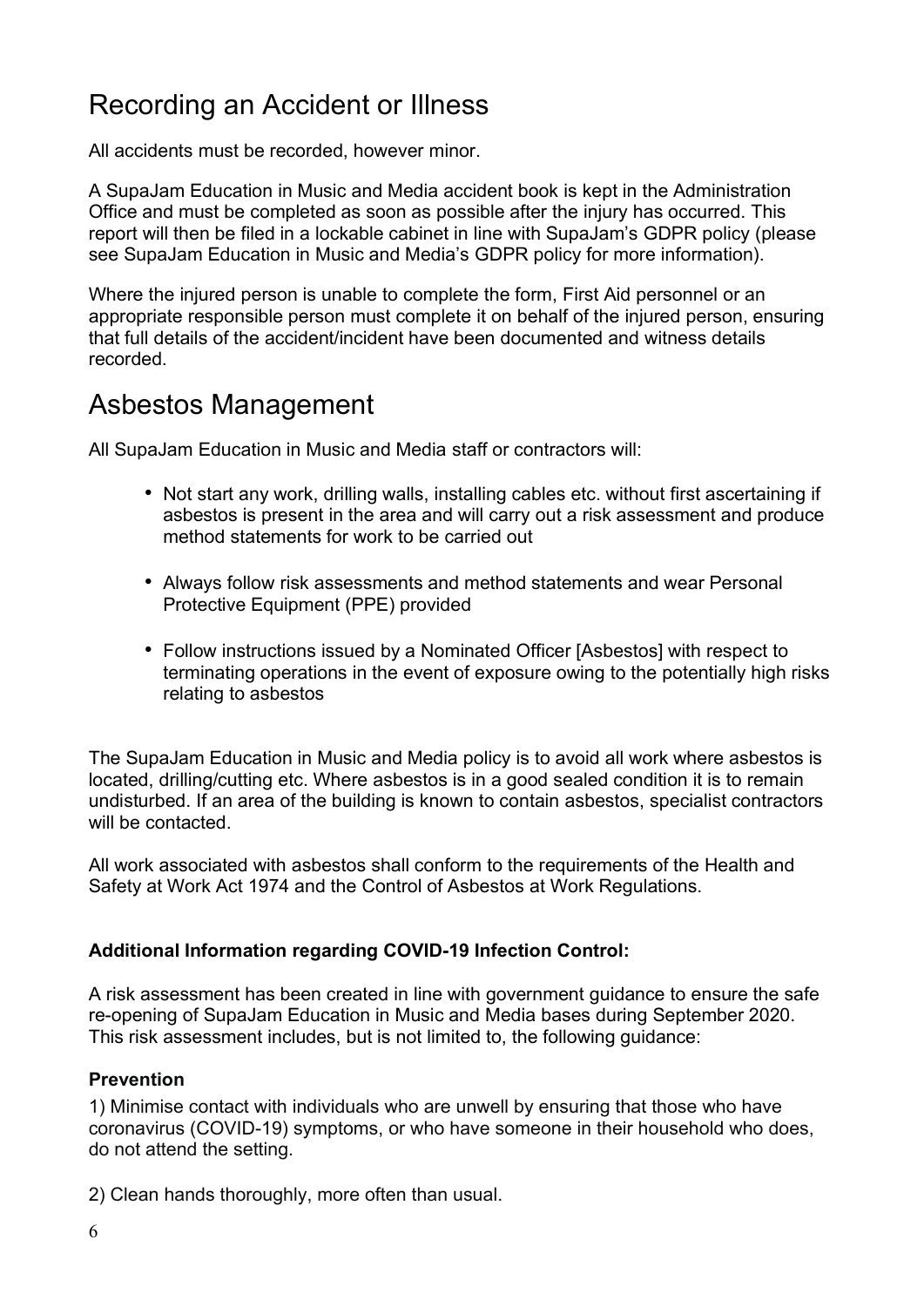## Recording an Accident or Illness

All accidents must be recorded, however minor.

A SupaJam Education in Music and Media accident book is kept in the Administration Office and must be completed as soon as possible after the injury has occurred. This report will then be filed in a lockable cabinet in line with SupaJam's GDPR policy (please see SupaJam Education in Music and Media's GDPR policy for more information).

Where the injured person is unable to complete the form, First Aid personnel or an appropriate responsible person must complete it on behalf of the injured person, ensuring that full details of the accident/incident have been documented and witness details recorded.

## Asbestos Management

All SupaJam Education in Music and Media staff or contractors will:

- Not start any work, drilling walls, installing cables etc. without first ascertaining if asbestos is present in the area and will carry out a risk assessment and produce method statements for work to be carried out
- Always follow risk assessments and method statements and wear Personal Protective Equipment (PPE) provided
- Follow instructions issued by a Nominated Officer [Asbestos] with respect to terminating operations in the event of exposure owing to the potentially high risks relating to asbestos

The SupaJam Education in Music and Media policy is to avoid all work where asbestos is located, drilling/cutting etc. Where asbestos is in a good sealed condition it is to remain undisturbed. If an area of the building is known to contain asbestos, specialist contractors will be contacted.

All work associated with asbestos shall conform to the requirements of the Health and Safety at Work Act 1974 and the Control of Asbestos at Work Regulations.

**Additional Information regarding COVID-19 Infection Control:**

A risk assessment has been created in line with government guidance to ensure the safe re-opening of SupaJam Education in Music and Media bases during September 2020. This risk assessment includes, but is not limited to, the following guidance:

**Prevention**

1) Minimise contact with individuals who are unwell by ensuring that those who have coronavirus (COVID-19) symptoms, or who have someone in their household who does, do not attend the setting.

2) Clean hands thoroughly, more often than usual.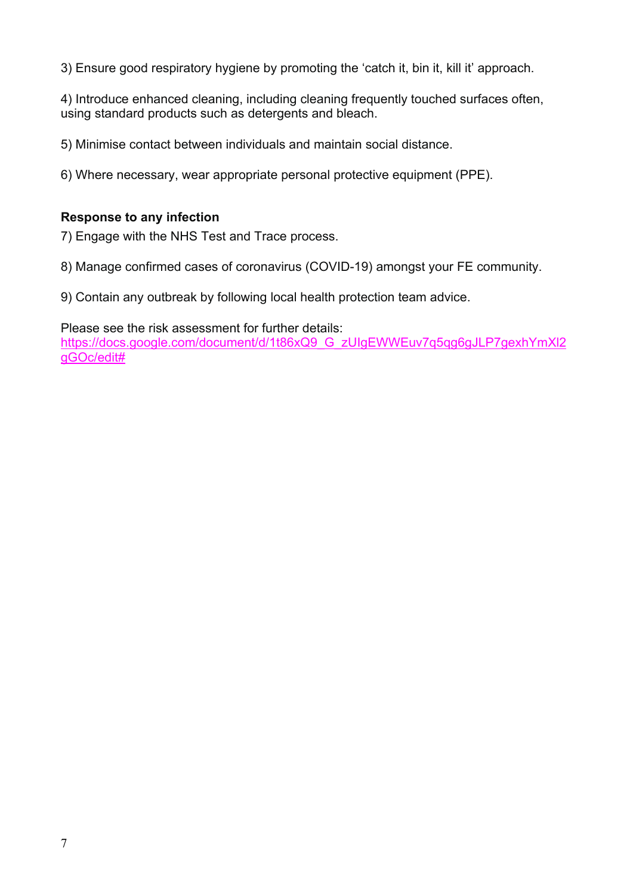3) Ensure good respiratory hygiene by promoting the 'catch it, bin it, kill it' approach.

4) Introduce enhanced cleaning, including cleaning frequently touched surfaces often, using standard products such as detergents and bleach.

5) Minimise contact between individuals and maintain social distance.

6) Where necessary, wear appropriate personal protective equipment (PPE).

**Response to any infection**

7) Engage with the NHS Test and Trace process.

8) Manage confirmed cases of coronavirus (COVID-19) amongst your FE community.

9) Contain any outbreak by following local health protection team advice.

Please see the risk assessment for further details:
https://docs.google.com/document/d/1t86xQ9_G_zUIgEWWEuv7q5qg6gJLP7gexhYmXl2gGOc/edit#